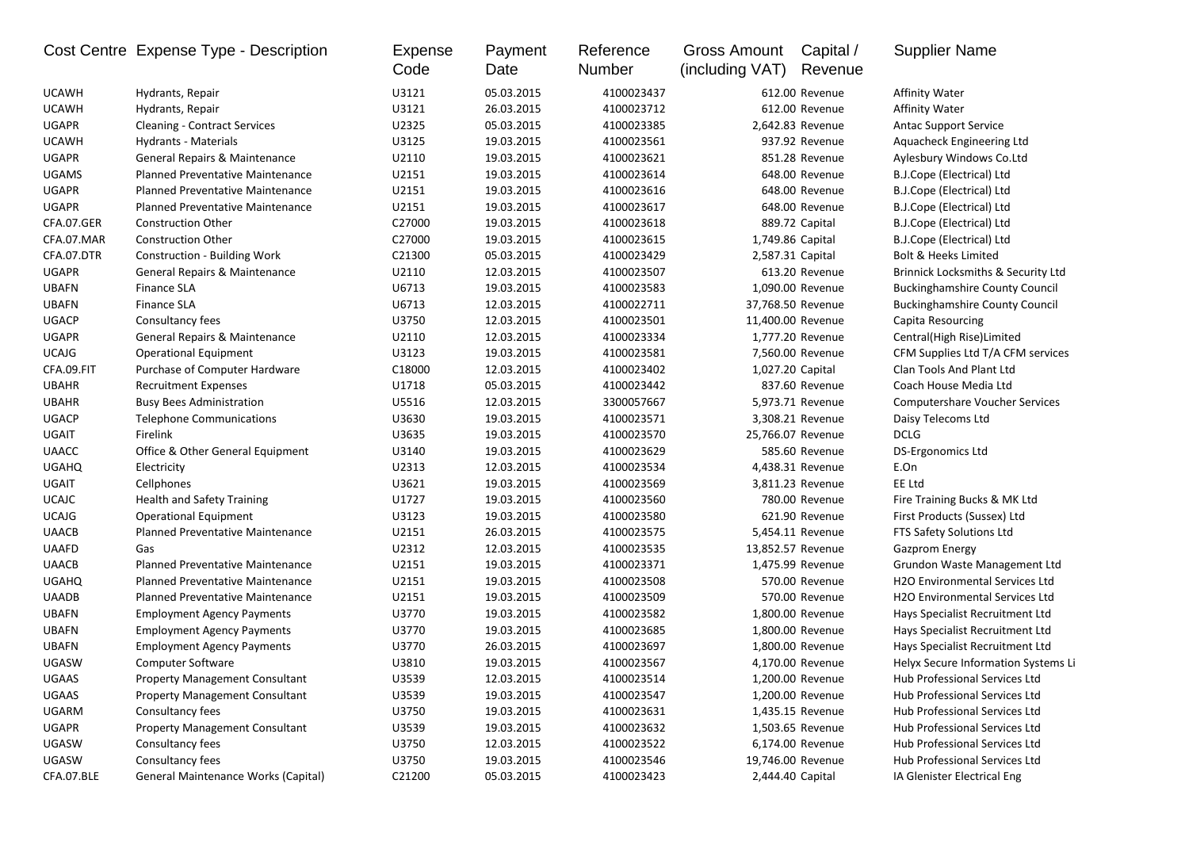| Cost Centre | Expense Type - Description | Expense Code | Payment Date | Reference Number | Gross Amount (including VAT) | Capital / Revenue | Supplier Name |
|---|---|---|---|---|---|---|---|
| UCAWH | Hydrants, Repair | U3121 | 05.03.2015 | 4100023437 | 612.00 | Revenue | Affinity Water |
| UCAWH | Hydrants, Repair | U3121 | 26.03.2015 | 4100023712 | 612.00 | Revenue | Affinity Water |
| UGAPR | Cleaning - Contract Services | U2325 | 05.03.2015 | 4100023385 | 2,642.83 | Revenue | Antac Support Service |
| UCAWH | Hydrants - Materials | U3125 | 19.03.2015 | 4100023561 | 937.92 | Revenue | Aquacheck Engineering Ltd |
| UGAPR | General Repairs & Maintenance | U2110 | 19.03.2015 | 4100023621 | 851.28 | Revenue | Aylesbury Windows Co.Ltd |
| UGAMS | Planned Preventative Maintenance | U2151 | 19.03.2015 | 4100023614 | 648.00 | Revenue | B.J.Cope (Electrical) Ltd |
| UGAPR | Planned Preventative Maintenance | U2151 | 19.03.2015 | 4100023616 | 648.00 | Revenue | B.J.Cope (Electrical) Ltd |
| UGAPR | Planned Preventative Maintenance | U2151 | 19.03.2015 | 4100023617 | 648.00 | Revenue | B.J.Cope (Electrical) Ltd |
| CFA.07.GER | Construction Other | C27000 | 19.03.2015 | 4100023618 | 889.72 | Capital | B.J.Cope (Electrical) Ltd |
| CFA.07.MAR | Construction Other | C27000 | 19.03.2015 | 4100023615 | 1,749.86 | Capital | B.J.Cope (Electrical) Ltd |
| CFA.07.DTR | Construction - Building Work | C21300 | 05.03.2015 | 4100023429 | 2,587.31 | Capital | Bolt & Heeks Limited |
| UGAPR | General Repairs & Maintenance | U2110 | 12.03.2015 | 4100023507 | 613.20 | Revenue | Brinnick Locksmiths & Security Ltd |
| UBAFN | Finance SLA | U6713 | 19.03.2015 | 4100023583 | 1,090.00 | Revenue | Buckinghamshire County Council |
| UBAFN | Finance SLA | U6713 | 12.03.2015 | 4100022711 | 37,768.50 | Revenue | Buckinghamshire County Council |
| UGACP | Consultancy fees | U3750 | 12.03.2015 | 4100023501 | 11,400.00 | Revenue | Capita Resourcing |
| UGAPR | General Repairs & Maintenance | U2110 | 12.03.2015 | 4100023334 | 1,777.20 | Revenue | Central(High Rise)Limited |
| UCAJG | Operational Equipment | U3123 | 19.03.2015 | 4100023581 | 7,560.00 | Revenue | CFM Supplies Ltd T/A CFM services |
| CFA.09.FIT | Purchase of Computer Hardware | C18000 | 12.03.2015 | 4100023402 | 1,027.20 | Capital | Clan Tools And Plant Ltd |
| UBAHR | Recruitment Expenses | U1718 | 05.03.2015 | 4100023442 | 837.60 | Revenue | Coach House Media Ltd |
| UBAHR | Busy Bees Administration | U5516 | 12.03.2015 | 3300057667 | 5,973.71 | Revenue | Computershare Voucher Services |
| UGACP | Telephone Communications | U3630 | 19.03.2015 | 4100023571 | 3,308.21 | Revenue | Daisy Telecoms Ltd |
| UGAIT | Firelink | U3635 | 19.03.2015 | 4100023570 | 25,766.07 | Revenue | DCLG |
| UAACC | Office & Other General Equipment | U3140 | 19.03.2015 | 4100023629 | 585.60 | Revenue | DS-Ergonomics Ltd |
| UGAHQ | Electricity | U2313 | 12.03.2015 | 4100023534 | 4,438.31 | Revenue | E.On |
| UGAIT | Cellphones | U3621 | 19.03.2015 | 4100023569 | 3,811.23 | Revenue | EE Ltd |
| UCAJC | Health and Safety Training | U1727 | 19.03.2015 | 4100023560 | 780.00 | Revenue | Fire Training Bucks & MK Ltd |
| UCAJG | Operational Equipment | U3123 | 19.03.2015 | 4100023580 | 621.90 | Revenue | First Products (Sussex) Ltd |
| UAACB | Planned Preventative Maintenance | U2151 | 26.03.2015 | 4100023575 | 5,454.11 | Revenue | FTS Safety Solutions Ltd |
| UAAFD | Gas | U2312 | 12.03.2015 | 4100023535 | 13,852.57 | Revenue | Gazprom Energy |
| UAACB | Planned Preventative Maintenance | U2151 | 19.03.2015 | 4100023371 | 1,475.99 | Revenue | Grundon Waste Management Ltd |
| UGAHQ | Planned Preventative Maintenance | U2151 | 19.03.2015 | 4100023508 | 570.00 | Revenue | H2O Environmental Services Ltd |
| UAADB | Planned Preventative Maintenance | U2151 | 19.03.2015 | 4100023509 | 570.00 | Revenue | H2O Environmental Services Ltd |
| UBAFN | Employment Agency Payments | U3770 | 19.03.2015 | 4100023582 | 1,800.00 | Revenue | Hays Specialist Recruitment Ltd |
| UBAFN | Employment Agency Payments | U3770 | 19.03.2015 | 4100023685 | 1,800.00 | Revenue | Hays Specialist Recruitment Ltd |
| UBAFN | Employment Agency Payments | U3770 | 26.03.2015 | 4100023697 | 1,800.00 | Revenue | Hays Specialist Recruitment Ltd |
| UGASW | Computer Software | U3810 | 19.03.2015 | 4100023567 | 4,170.00 | Revenue | Helyx Secure Information Systems Li |
| UGAAS | Property Management Consultant | U3539 | 12.03.2015 | 4100023514 | 1,200.00 | Revenue | Hub Professional Services Ltd |
| UGAAS | Property Management Consultant | U3539 | 19.03.2015 | 4100023547 | 1,200.00 | Revenue | Hub Professional Services Ltd |
| UGARM | Consultancy fees | U3750 | 19.03.2015 | 4100023631 | 1,435.15 | Revenue | Hub Professional Services Ltd |
| UGAPR | Property Management Consultant | U3539 | 19.03.2015 | 4100023632 | 1,503.65 | Revenue | Hub Professional Services Ltd |
| UGASW | Consultancy fees | U3750 | 12.03.2015 | 4100023522 | 6,174.00 | Revenue | Hub Professional Services Ltd |
| UGASW | Consultancy fees | U3750 | 19.03.2015 | 4100023546 | 19,746.00 | Revenue | Hub Professional Services Ltd |
| CFA.07.BLE | General Maintenance Works (Capital) | C21200 | 05.03.2015 | 4100023423 | 2,444.40 | Capital | IA Glenister Electrical Eng |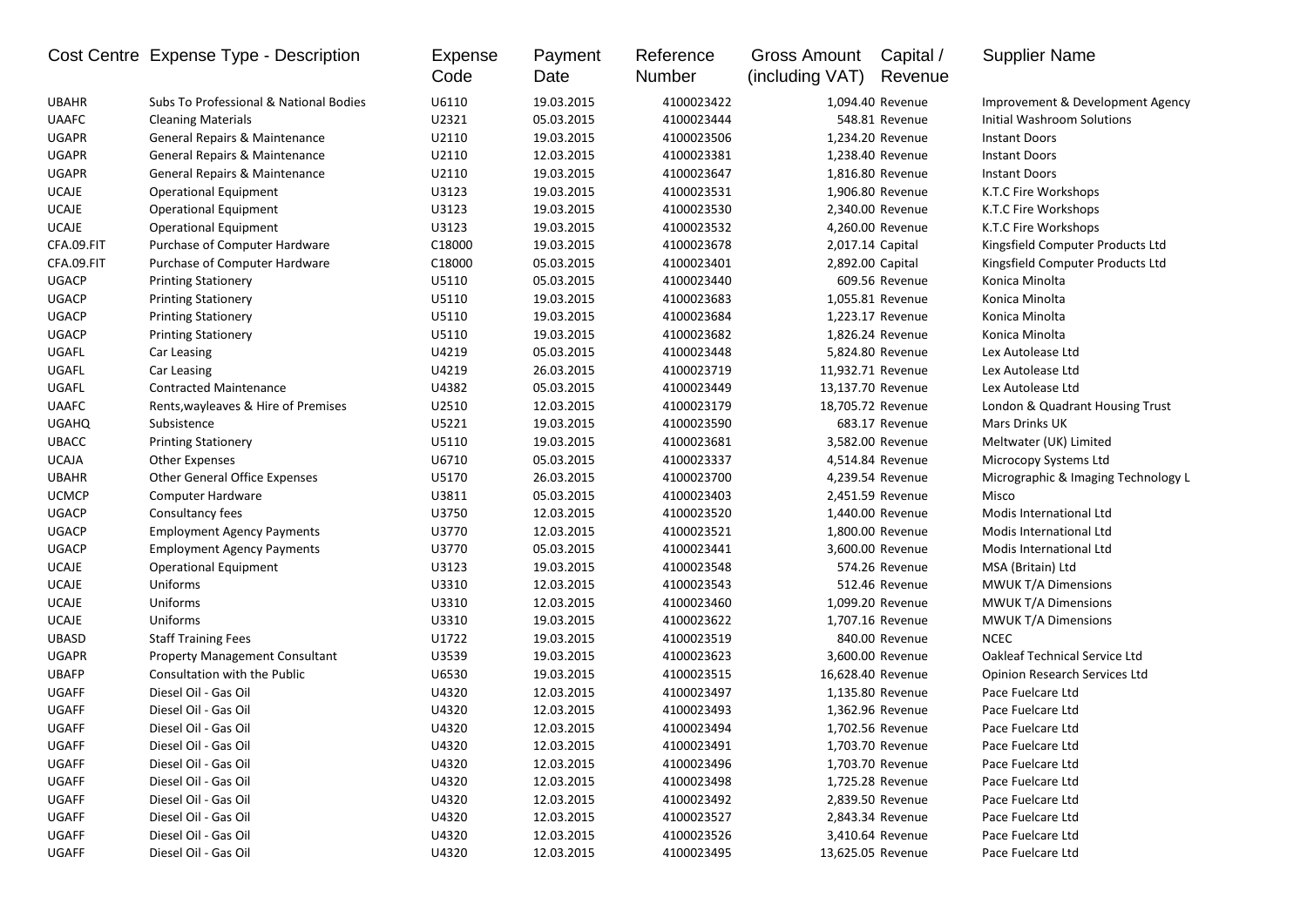| Cost Centre | Expense Type - Description | Expense Code | Payment Date | Reference Number | Gross Amount (including VAT) | Capital / Revenue | Supplier Name |
|---|---|---|---|---|---|---|---|
| UBAHR | Subs To Professional & National Bodies | U6110 | 19.03.2015 | 4100023422 | 1,094.40 | Revenue | Improvement & Development Agency |
| UAAFC | Cleaning Materials | U2321 | 05.03.2015 | 4100023444 | 548.81 | Revenue | Initial Washroom Solutions |
| UGAPR | General Repairs & Maintenance | U2110 | 19.03.2015 | 4100023506 | 1,234.20 | Revenue | Instant Doors |
| UGAPR | General Repairs & Maintenance | U2110 | 12.03.2015 | 4100023381 | 1,238.40 | Revenue | Instant Doors |
| UGAPR | General Repairs & Maintenance | U2110 | 19.03.2015 | 4100023647 | 1,816.80 | Revenue | Instant Doors |
| UCAJE | Operational Equipment | U3123 | 19.03.2015 | 4100023531 | 1,906.80 | Revenue | K.T.C Fire Workshops |
| UCAJE | Operational Equipment | U3123 | 19.03.2015 | 4100023530 | 2,340.00 | Revenue | K.T.C Fire Workshops |
| UCAJE | Operational Equipment | U3123 | 19.03.2015 | 4100023532 | 4,260.00 | Revenue | K.T.C Fire Workshops |
| CFA.09.FIT | Purchase of Computer Hardware | C18000 | 19.03.2015 | 4100023678 | 2,017.14 | Capital | Kingsfield Computer Products Ltd |
| CFA.09.FIT | Purchase of Computer Hardware | C18000 | 05.03.2015 | 4100023401 | 2,892.00 | Capital | Kingsfield Computer Products Ltd |
| UGACP | Printing Stationery | U5110 | 05.03.2015 | 4100023440 | 609.56 | Revenue | Konica Minolta |
| UGACP | Printing Stationery | U5110 | 19.03.2015 | 4100023683 | 1,055.81 | Revenue | Konica Minolta |
| UGACP | Printing Stationery | U5110 | 19.03.2015 | 4100023684 | 1,223.17 | Revenue | Konica Minolta |
| UGACP | Printing Stationery | U5110 | 19.03.2015 | 4100023682 | 1,826.24 | Revenue | Konica Minolta |
| UGAFL | Car Leasing | U4219 | 05.03.2015 | 4100023448 | 5,824.80 | Revenue | Lex Autolease Ltd |
| UGAFL | Car Leasing | U4219 | 26.03.2015 | 4100023719 | 11,932.71 | Revenue | Lex Autolease Ltd |
| UGAFL | Contracted Maintenance | U4382 | 05.03.2015 | 4100023449 | 13,137.70 | Revenue | Lex Autolease Ltd |
| UAAFC | Rents,wayleaves & Hire of Premises | U2510 | 12.03.2015 | 4100023179 | 18,705.72 | Revenue | London & Quadrant Housing Trust |
| UGAHQ | Subsistence | U5221 | 19.03.2015 | 4100023590 | 683.17 | Revenue | Mars Drinks UK |
| UBACC | Printing Stationery | U5110 | 19.03.2015 | 4100023681 | 3,582.00 | Revenue | Meltwater (UK) Limited |
| UCAJA | Other Expenses | U6710 | 05.03.2015 | 4100023337 | 4,514.84 | Revenue | Microcopy Systems Ltd |
| UBAHR | Other General Office Expenses | U5170 | 26.03.2015 | 4100023700 | 4,239.54 | Revenue | Micrographic & Imaging Technology L |
| UCMCP | Computer Hardware | U3811 | 05.03.2015 | 4100023403 | 2,451.59 | Revenue | Misco |
| UGACP | Consultancy fees | U3750 | 12.03.2015 | 4100023520 | 1,440.00 | Revenue | Modis International Ltd |
| UGACP | Employment Agency Payments | U3770 | 12.03.2015 | 4100023521 | 1,800.00 | Revenue | Modis International Ltd |
| UGACP | Employment Agency Payments | U3770 | 05.03.2015 | 4100023441 | 3,600.00 | Revenue | Modis International Ltd |
| UCAJE | Operational Equipment | U3123 | 19.03.2015 | 4100023548 | 574.26 | Revenue | MSA (Britain) Ltd |
| UCAJE | Uniforms | U3310 | 12.03.2015 | 4100023543 | 512.46 | Revenue | MWUK T/A Dimensions |
| UCAJE | Uniforms | U3310 | 12.03.2015 | 4100023460 | 1,099.20 | Revenue | MWUK T/A Dimensions |
| UCAJE | Uniforms | U3310 | 19.03.2015 | 4100023622 | 1,707.16 | Revenue | MWUK T/A Dimensions |
| UBASD | Staff Training Fees | U1722 | 19.03.2015 | 4100023519 | 840.00 | Revenue | NCEC |
| UGAPR | Property Management Consultant | U3539 | 19.03.2015 | 4100023623 | 3,600.00 | Revenue | Oakleaf Technical Service Ltd |
| UBAFP | Consultation with the Public | U6530 | 19.03.2015 | 4100023515 | 16,628.40 | Revenue | Opinion Research Services Ltd |
| UGAFF | Diesel Oil - Gas Oil | U4320 | 12.03.2015 | 4100023497 | 1,135.80 | Revenue | Pace Fuelcare Ltd |
| UGAFF | Diesel Oil - Gas Oil | U4320 | 12.03.2015 | 4100023493 | 1,362.96 | Revenue | Pace Fuelcare Ltd |
| UGAFF | Diesel Oil - Gas Oil | U4320 | 12.03.2015 | 4100023494 | 1,702.56 | Revenue | Pace Fuelcare Ltd |
| UGAFF | Diesel Oil - Gas Oil | U4320 | 12.03.2015 | 4100023491 | 1,703.70 | Revenue | Pace Fuelcare Ltd |
| UGAFF | Diesel Oil - Gas Oil | U4320 | 12.03.2015 | 4100023496 | 1,703.70 | Revenue | Pace Fuelcare Ltd |
| UGAFF | Diesel Oil - Gas Oil | U4320 | 12.03.2015 | 4100023498 | 1,725.28 | Revenue | Pace Fuelcare Ltd |
| UGAFF | Diesel Oil - Gas Oil | U4320 | 12.03.2015 | 4100023492 | 2,839.50 | Revenue | Pace Fuelcare Ltd |
| UGAFF | Diesel Oil - Gas Oil | U4320 | 12.03.2015 | 4100023527 | 2,843.34 | Revenue | Pace Fuelcare Ltd |
| UGAFF | Diesel Oil - Gas Oil | U4320 | 12.03.2015 | 4100023526 | 3,410.64 | Revenue | Pace Fuelcare Ltd |
| UGAFF | Diesel Oil - Gas Oil | U4320 | 12.03.2015 | 4100023495 | 13,625.05 | Revenue | Pace Fuelcare Ltd |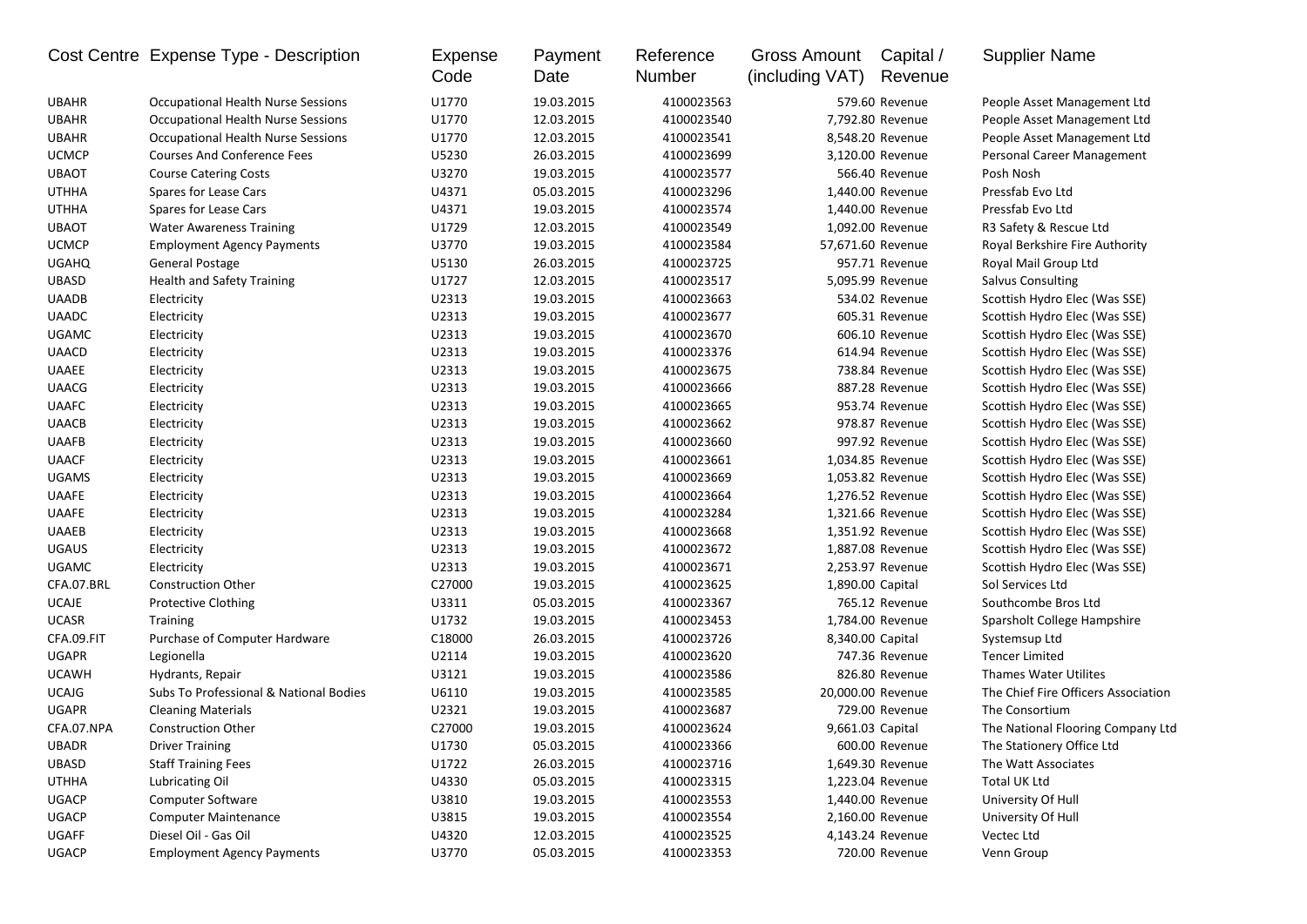| Cost Centre | Expense Type - Description | Expense Code | Payment Date | Reference Number | Gross Amount (including VAT) | Capital / Revenue | Supplier Name |
|---|---|---|---|---|---|---|---|
| UBAHR | Occupational Health Nurse Sessions | U1770 | 19.03.2015 | 4100023563 | 579.60 | Revenue | People Asset Management Ltd |
| UBAHR | Occupational Health Nurse Sessions | U1770 | 12.03.2015 | 4100023540 | 7,792.80 | Revenue | People Asset Management Ltd |
| UBAHR | Occupational Health Nurse Sessions | U1770 | 12.03.2015 | 4100023541 | 8,548.20 | Revenue | People Asset Management Ltd |
| UCMCP | Courses And Conference Fees | U5230 | 26.03.2015 | 4100023699 | 3,120.00 | Revenue | Personal Career Management |
| UBAOT | Course Catering Costs | U3270 | 19.03.2015 | 4100023577 | 566.40 | Revenue | Posh Nosh |
| UTHHA | Spares for Lease Cars | U4371 | 05.03.2015 | 4100023296 | 1,440.00 | Revenue | Pressfab Evo Ltd |
| UTHHA | Spares for Lease Cars | U4371 | 19.03.2015 | 4100023574 | 1,440.00 | Revenue | Pressfab Evo Ltd |
| UBAOT | Water Awareness Training | U1729 | 12.03.2015 | 4100023549 | 1,092.00 | Revenue | R3 Safety & Rescue Ltd |
| UCMCP | Employment Agency Payments | U3770 | 19.03.2015 | 4100023584 | 57,671.60 | Revenue | Royal Berkshire Fire Authority |
| UGAHQ | General Postage | U5130 | 26.03.2015 | 4100023725 | 957.71 | Revenue | Royal Mail Group Ltd |
| UBASD | Health and Safety Training | U1727 | 12.03.2015 | 4100023517 | 5,095.99 | Revenue | Salvus Consulting |
| UAADB | Electricity | U2313 | 19.03.2015 | 4100023663 | 534.02 | Revenue | Scottish Hydro Elec (Was SSE) |
| UAADC | Electricity | U2313 | 19.03.2015 | 4100023677 | 605.31 | Revenue | Scottish Hydro Elec (Was SSE) |
| UGAMC | Electricity | U2313 | 19.03.2015 | 4100023670 | 606.10 | Revenue | Scottish Hydro Elec (Was SSE) |
| UAACD | Electricity | U2313 | 19.03.2015 | 4100023376 | 614.94 | Revenue | Scottish Hydro Elec (Was SSE) |
| UAAEE | Electricity | U2313 | 19.03.2015 | 4100023675 | 738.84 | Revenue | Scottish Hydro Elec (Was SSE) |
| UAACG | Electricity | U2313 | 19.03.2015 | 4100023666 | 887.28 | Revenue | Scottish Hydro Elec (Was SSE) |
| UAAFC | Electricity | U2313 | 19.03.2015 | 4100023665 | 953.74 | Revenue | Scottish Hydro Elec (Was SSE) |
| UAACB | Electricity | U2313 | 19.03.2015 | 4100023662 | 978.87 | Revenue | Scottish Hydro Elec (Was SSE) |
| UAAFB | Electricity | U2313 | 19.03.2015 | 4100023660 | 997.92 | Revenue | Scottish Hydro Elec (Was SSE) |
| UAACF | Electricity | U2313 | 19.03.2015 | 4100023661 | 1,034.85 | Revenue | Scottish Hydro Elec (Was SSE) |
| UGAMS | Electricity | U2313 | 19.03.2015 | 4100023669 | 1,053.82 | Revenue | Scottish Hydro Elec (Was SSE) |
| UAAFE | Electricity | U2313 | 19.03.2015 | 4100023664 | 1,276.52 | Revenue | Scottish Hydro Elec (Was SSE) |
| UAAFE | Electricity | U2313 | 19.03.2015 | 4100023284 | 1,321.66 | Revenue | Scottish Hydro Elec (Was SSE) |
| UAAEB | Electricity | U2313 | 19.03.2015 | 4100023668 | 1,351.92 | Revenue | Scottish Hydro Elec (Was SSE) |
| UGAUS | Electricity | U2313 | 19.03.2015 | 4100023672 | 1,887.08 | Revenue | Scottish Hydro Elec (Was SSE) |
| UGAMC | Electricity | U2313 | 19.03.2015 | 4100023671 | 2,253.97 | Revenue | Scottish Hydro Elec (Was SSE) |
| CFA.07.BRL | Construction Other | C27000 | 19.03.2015 | 4100023625 | 1,890.00 | Capital | Sol Services Ltd |
| UCAJE | Protective Clothing | U3311 | 05.03.2015 | 4100023367 | 765.12 | Revenue | Southcombe Bros Ltd |
| UCASR | Training | U1732 | 19.03.2015 | 4100023453 | 1,784.00 | Revenue | Sparsholt College Hampshire |
| CFA.09.FIT | Purchase of Computer Hardware | C18000 | 26.03.2015 | 4100023726 | 8,340.00 | Capital | Systemsup Ltd |
| UGAPR | Legionella | U2114 | 19.03.2015 | 4100023620 | 747.36 | Revenue | Tencer Limited |
| UCAWH | Hydrants, Repair | U3121 | 19.03.2015 | 4100023586 | 826.80 | Revenue | Thames Water Utilites |
| UCAJG | Subs To Professional & National Bodies | U6110 | 19.03.2015 | 4100023585 | 20,000.00 | Revenue | The Chief Fire Officers Association |
| UGAPR | Cleaning Materials | U2321 | 19.03.2015 | 4100023687 | 729.00 | Revenue | The Consortium |
| CFA.07.NPA | Construction Other | C27000 | 19.03.2015 | 4100023624 | 9,661.03 | Capital | The National Flooring Company Ltd |
| UBADR | Driver Training | U1730 | 05.03.2015 | 4100023366 | 600.00 | Revenue | The Stationery Office Ltd |
| UBASD | Staff Training Fees | U1722 | 26.03.2015 | 4100023716 | 1,649.30 | Revenue | The Watt Associates |
| UTHHA | Lubricating Oil | U4330 | 05.03.2015 | 4100023315 | 1,223.04 | Revenue | Total UK Ltd |
| UGACP | Computer Software | U3810 | 19.03.2015 | 4100023553 | 1,440.00 | Revenue | University Of Hull |
| UGACP | Computer Maintenance | U3815 | 19.03.2015 | 4100023554 | 2,160.00 | Revenue | University Of Hull |
| UGAFF | Diesel Oil - Gas Oil | U4320 | 12.03.2015 | 4100023525 | 4,143.24 | Revenue | Vectec Ltd |
| UGACP | Employment Agency Payments | U3770 | 05.03.2015 | 4100023353 | 720.00 | Revenue | Venn Group |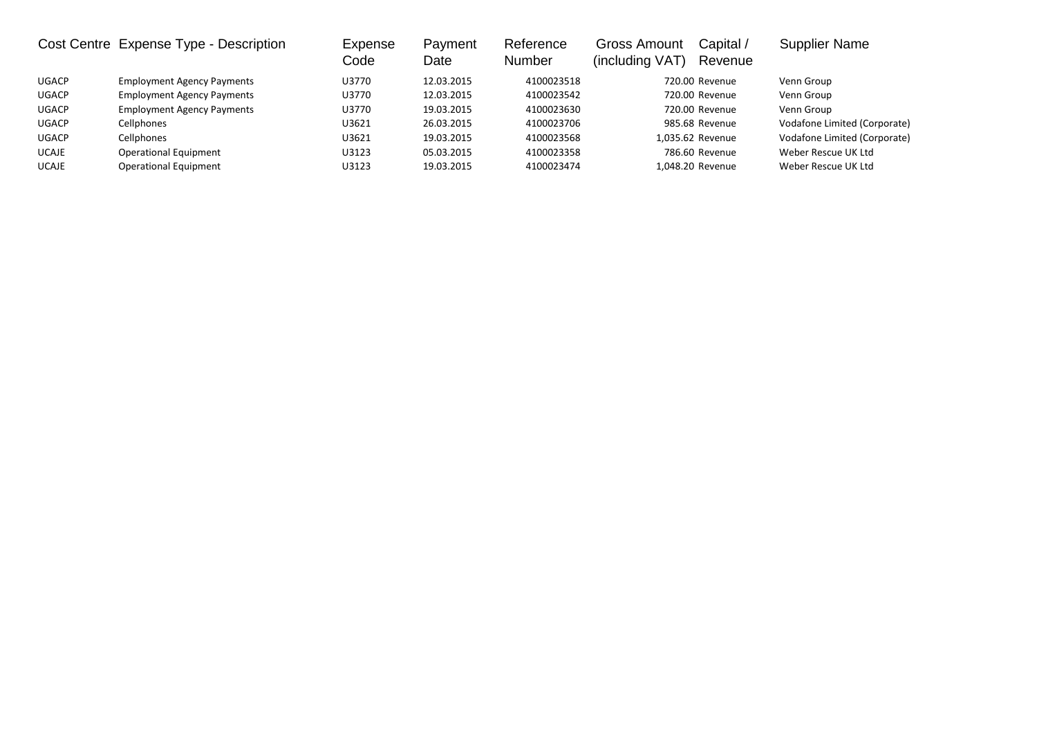| Cost Centre | Expense Type - Description | Expense Code | Payment Date | Reference Number | Gross Amount (including VAT) | Capital / Revenue | Supplier Name |
|---|---|---|---|---|---|---|---|
| UGACP | Employment Agency Payments | U3770 | 12.03.2015 | 4100023518 | 720.00 | Revenue | Venn Group |
| UGACP | Employment Agency Payments | U3770 | 12.03.2015 | 4100023542 | 720.00 | Revenue | Venn Group |
| UGACP | Employment Agency Payments | U3770 | 19.03.2015 | 4100023630 | 720.00 | Revenue | Venn Group |
| UGACP | Cellphones | U3621 | 26.03.2015 | 4100023706 | 985.68 | Revenue | Vodafone Limited (Corporate) |
| UGACP | Cellphones | U3621 | 19.03.2015 | 4100023568 | 1,035.62 | Revenue | Vodafone Limited (Corporate) |
| UCAJE | Operational Equipment | U3123 | 05.03.2015 | 4100023358 | 786.60 | Revenue | Weber Rescue UK Ltd |
| UCAJE | Operational Equipment | U3123 | 19.03.2015 | 4100023474 | 1,048.20 | Revenue | Weber Rescue UK Ltd |